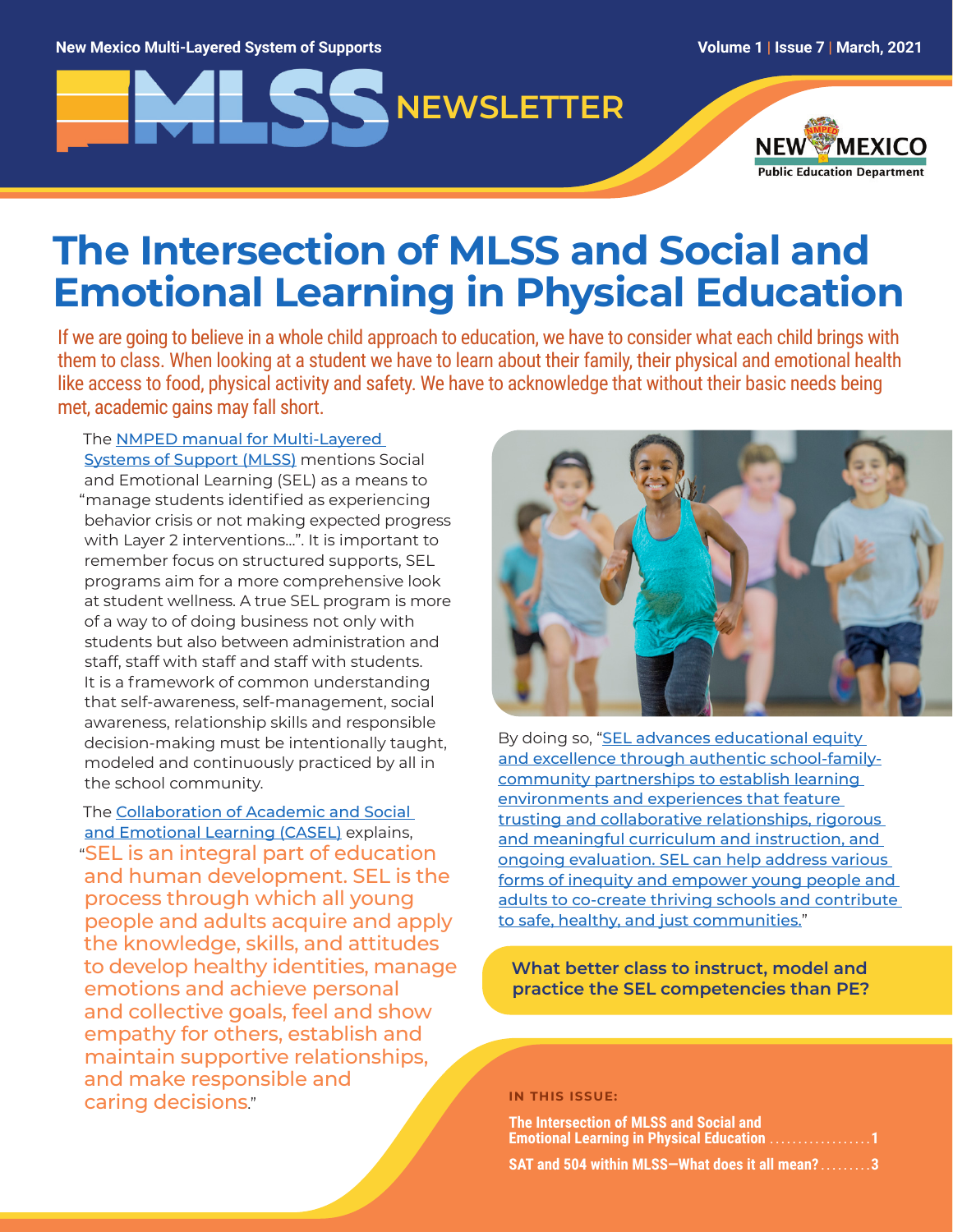New Mexico Multi-Layered System of Supports

Volume 1 | Issue 7 | March, 2021

# MLSS NEWSLETTER

NEW MEXICO Public Education Department

# The Intersection of MLSS and Social and Emotional Learning in Physical Education

If we are going to believe in a whole child approach to education, we have to consider what each child brings with them to class. When looking at a student we have to learn about their family, their physical and emotional health like access to food, physical activity and safety. We have to acknowledge that without their basic needs being met, academic gains may fall short.

The NMPED manual for Multi-Layered Systems of Support (MLSS) mentions Social and Emotional Learning (SEL) as a means to "manage students identified as experiencing behavior crisis or not making expected progress with Layer 2 interventions...". It is important to remember focus on structured supports, SEL programs aim for a more comprehensive look at student wellness. A true SEL program is more of a way to of doing business not only with students but also between administration and staff, staff with staff and staff with students. It is a framework of common understanding that self-awareness, self-management, social awareness, relationship skills and responsible decision-making must be intentionally taught, modeled and continuously practiced by all in the school community.

The Collaboration of Academic and Social and Emotional Learning (CASEL) explains, "SEL is an integral part of education and human development. SEL is the process through which all young people and adults acquire and apply the knowledge, skills, and attitudes to develop healthy identities, manage emotions and achieve personal and collective goals, feel and show empathy for others, establish and maintain supportive relationships, and make responsible and caring decisions."

By doing so, "SEL advances educational equity and excellence through authentic school-family-community partnerships to establish learning environments and experiences that feature trusting and collaborative relationships, rigorous and meaningful curriculum and instruction, and ongoing evaluation. SEL can help address various forms of inequity and empower young people and adults to co-create thriving schools and contribute to safe, healthy, and just communities."

**What better class to instruct, model and practice the SEL competencies than PE?**

**IN THIS ISSUE:**

The Intersection of MLSS and Social and Emotional Learning in Physical Education .................. 1

SAT and 504 within MLSS—What does it all mean? ......... 3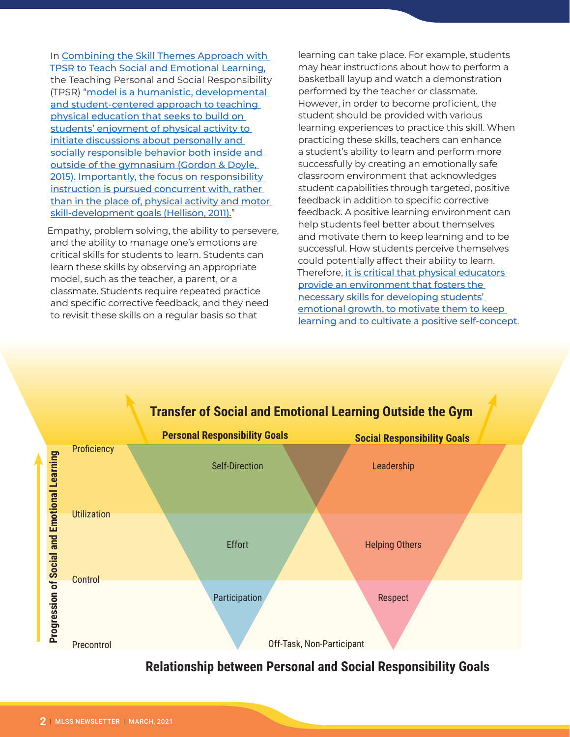In [Combining the Skill Themes Approach with TPSR to Teach Social and Emotional Learning](), the Teaching Personal and Social Responsibility (TPSR) "[model is a humanistic, developmental and student-centered approach to teaching physical education that seeks to build on students' enjoyment of physical activity to initiate discussions about personally and socially responsible behavior both inside and outside of the gymnasium (Gordon & Doyle, 2015). Importantly, the focus on responsibility instruction is pursued concurrent with, rather than in the place of, physical activity and motor skill-development goals (Hellison, 2011).]()"

Empathy, problem solving, the ability to persevere, and the ability to manage one's emotions are critical skills for students to learn. Students can learn these skills by observing an appropriate model, such as the teacher, a parent, or a classmate. Students require repeated practice and specific corrective feedback, and they need to revisit these skills on a regular basis so that learning can take place. For example, students may hear instructions about how to perform a basketball layup and watch a demonstration performed by the teacher or classmate. However, in order to become proficient, the student should be provided with various learning experiences to practice this skill. When practicing these skills, teachers can enhance a student's ability to learn and perform more successfully by creating an emotionally safe classroom environment that acknowledges student capabilities through targeted, positive feedback in addition to specific corrective feedback. A positive learning environment can help students feel better about themselves and motivate them to keep learning and to be successful. How students perceive themselves could potentially affect their ability to learn. Therefore, [it is critical that physical educators provide an environment that fosters the necessary skills for developing students' emotional growth, to motivate them to keep learning and to cultivate a positive self-concept]().

**Transfer of Social and Emotional Learning Outside the Gym**

| Progression of Social and Emotional Learning | Personal Responsibility Goals | Social Responsibility Goals |
|---|---|---|
| Proficiency | Self-Direction | Leadership |
| Utilization | Effort | Helping Others |
| Control | Participation | Respect |
| Precontrol | Off-Task, Non-Participant | |

**Relationship between Personal and Social Responsibility Goals**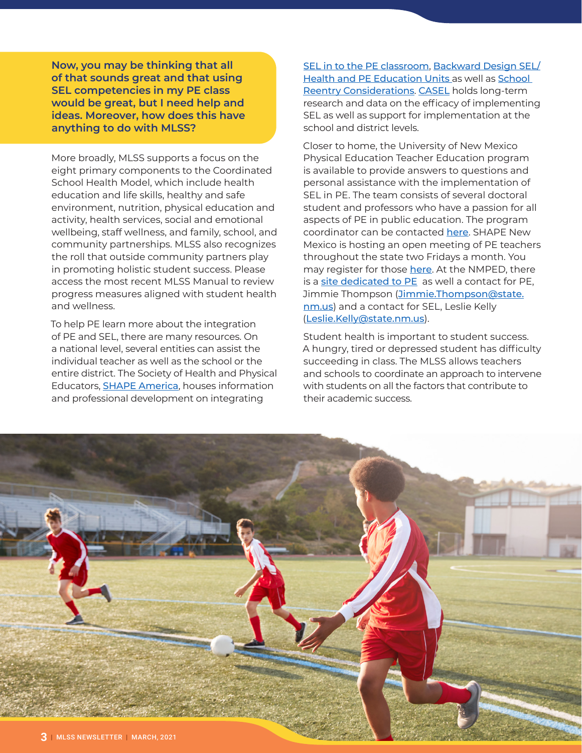**Now, you may be thinking that all of that sounds great and that using SEL competencies in my PE class would be great, but I need help and ideas. Moreover, how does this have anything to do with MLSS?**

More broadly, MLSS supports a focus on the eight primary components to the Coordinated School Health Model, which include health education and life skills, healthy and safe environment, nutrition, physical education and activity, health services, social and emotional wellbeing, staff wellness, and family, school, and community partnerships. MLSS also recognizes the roll that outside community partners play in promoting holistic student success. Please access the most recent MLSS Manual to review progress measures aligned with student health and wellness.

To help PE learn more about the integration of PE and SEL, there are many resources. On a national level, several entities can assist the individual teacher as well as the school or the entire district. The Society of Health and Physical Educators, SHAPE America, houses information and professional development on integrating SEL in to the PE classroom, Backward Design SEL/ Health and PE Education Units as well as School Reentry Considerations. CASEL holds long-term research and data on the efficacy of implementing SEL as well as support for implementation at the school and district levels.

Closer to home, the University of New Mexico Physical Education Teacher Education program is available to provide answers to questions and personal assistance with the implementation of SEL in PE. The team consists of several doctoral student and professors who have a passion for all aspects of PE in public education. The program coordinator can be contacted here. SHAPE New Mexico is hosting an open meeting of PE teachers throughout the state two Fridays a month. You may register for those here. At the NMPED, there is a site dedicated to PE as well a contact for PE, Jimmie Thompson (Jimmie.Thompson@state.nm.us) and a contact for SEL, Leslie Kelly (Leslie.Kelly@state.nm.us).

Student health is important to student success. A hungry, tired or depressed student has difficulty succeeding in class. The MLSS allows teachers and schools to coordinate an approach to intervene with students on all the factors that contribute to their academic success.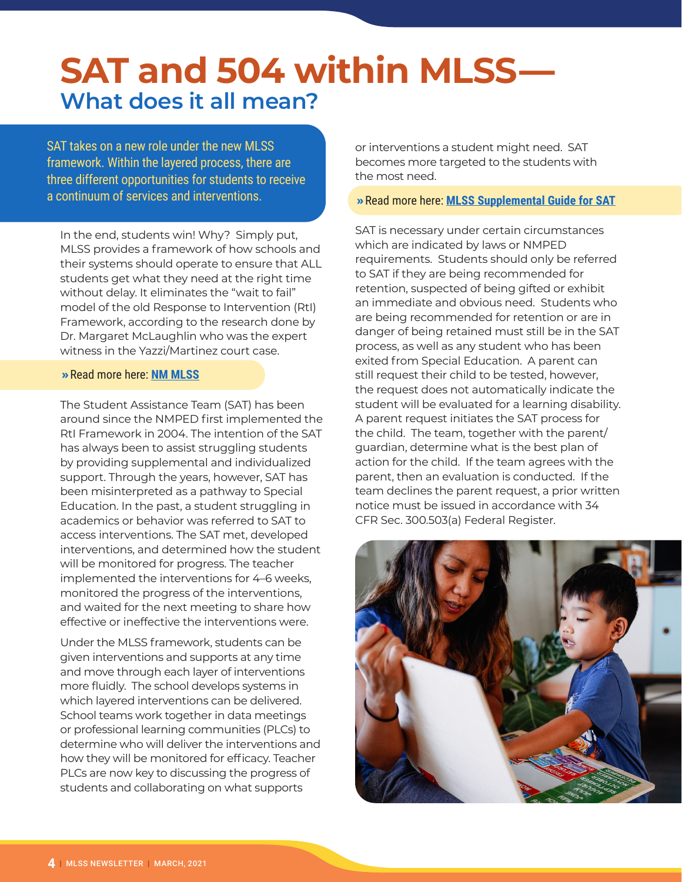# SAT and 504 within MLSS—

## What does it all mean?

SAT takes on a new role under the new MLSS framework. Within the layered process, there are three different opportunities for students to receive a continuum of services and interventions.

In the end, students win! Why? Simply put, MLSS provides a framework of how schools and their systems should operate to ensure that ALL students get what they need at the right time without delay. It eliminates the "wait to fail" model of the old Response to Intervention (RtI) Framework, according to the research done by Dr. Margaret McLaughlin who was the expert witness in the Yazzi/Martinez court case.

» Read more here: **NM MLSS**

The Student Assistance Team (SAT) has been around since the NMPED first implemented the RtI Framework in 2004. The intention of the SAT has always been to assist struggling students by providing supplemental and individualized support. Through the years, however, SAT has been misinterpreted as a pathway to Special Education. In the past, a student struggling in academics or behavior was referred to SAT to access interventions. The SAT met, developed interventions, and determined how the student will be monitored for progress. The teacher implemented the interventions for 4–6 weeks, monitored the progress of the interventions, and waited for the next meeting to share how effective or ineffective the interventions were.

Under the MLSS framework, students can be given interventions and supports at any time and move through each layer of interventions more fluidly. The school develops systems in which layered interventions can be delivered. School teams work together in data meetings or professional learning communities (PLCs) to determine who will deliver the interventions and how they will be monitored for efficacy. Teacher PLCs are now key to discussing the progress of students and collaborating on what supports or interventions a student might need. SAT becomes more targeted to the students with the most need.

» Read more here: **MLSS Supplemental Guide for SAT**

SAT is necessary under certain circumstances which are indicated by laws or NMPED requirements. Students should only be referred to SAT if they are being recommended for retention, suspected of being gifted or exhibit an immediate and obvious need. Students who are being recommended for retention or are in danger of being retained must still be in the SAT process, as well as any student who has been exited from Special Education. A parent can still request their child to be tested, however, the request does not automatically indicate the student will be evaluated for a learning disability. A parent request initiates the SAT process for the child. The team, together with the parent/guardian, determine what is the best plan of action for the child. If the team agrees with the parent, then an evaluation is conducted. If the team declines the parent request, a prior written notice must be issued in accordance with 34 CFR Sec. 300.503(a) Federal Register.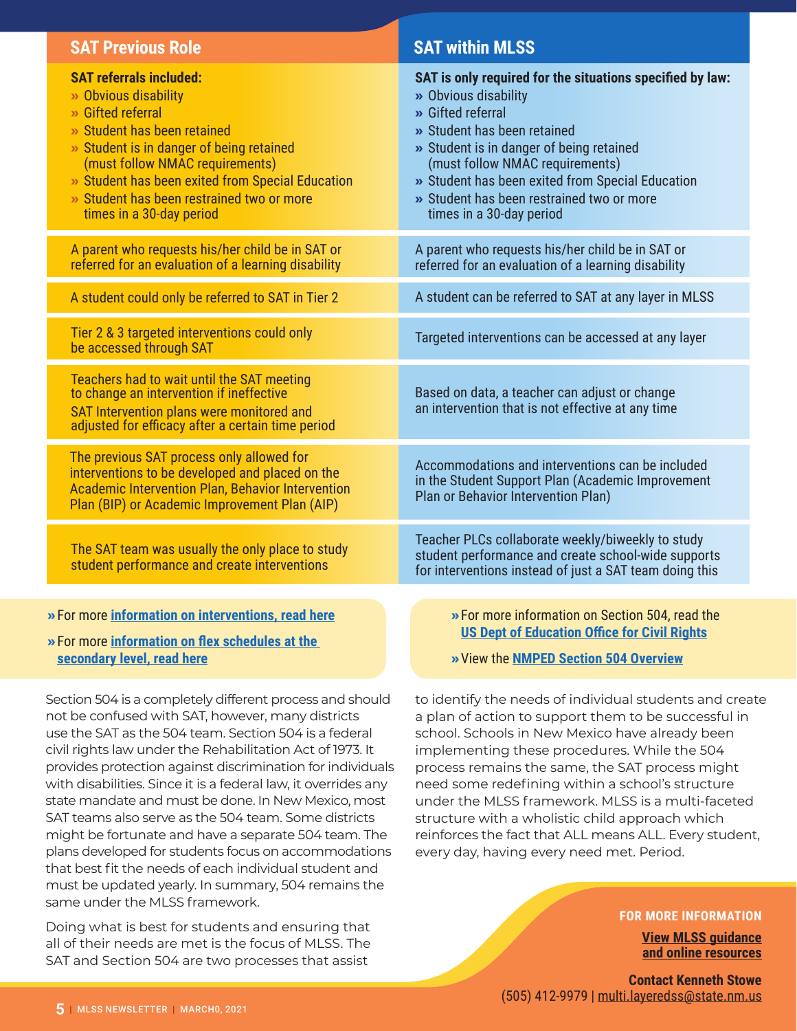| SAT Previous Role | SAT within MLSS |
|---|---|
| **SAT referrals included:**<br>» Obvious disability<br>» Gifted referral<br>» Student has been retained<br>» Student is in danger of being retained (must follow NMAC requirements)<br>» Student has been exited from Special Education<br>» Student has been restrained two or more times in a 30-day period | **SAT is only required for the situations specified by law:**<br>» Obvious disability<br>» Gifted referral<br>» Student has been retained<br>» Student is in danger of being retained (must follow NMAC requirements)<br>» Student has been exited from Special Education<br>» Student has been restrained two or more times in a 30-day period |
| A parent who requests his/her child be in SAT or referred for an evaluation of a learning disability | A parent who requests his/her child be in SAT or referred for an evaluation of a learning disability |
| A student could only be referred to SAT in Tier 2 | A student can be referred to SAT at any layer in MLSS |
| Tier 2 & 3 targeted interventions could only be accessed through SAT | Targeted interventions can be accessed at any layer |
| Teachers had to wait until the SAT meeting to change an intervention if ineffective<br>SAT Intervention plans were monitored and adjusted for efficacy after a certain time period | Based on data, a teacher can adjust or change an intervention that is not effective at any time |
| The previous SAT process only allowed for interventions to be developed and placed on the Academic Intervention Plan, Behavior Intervention Plan (BIP) or Academic Improvement Plan (AIP) | Accommodations and interventions can be included in the Student Support Plan (Academic Improvement Plan or Behavior Intervention Plan) |
| The SAT team was usually the only place to study student performance and create interventions | Teacher PLCs collaborate weekly/biweekly to study student performance and create school-wide supports for interventions instead of just a SAT team doing this |

» For more **information on interventions, read here**

» For more **information on flex schedules at the secondary level, read here**

» For more information on Section 504, read the **US Dept of Education Office for Civil Rights**

» View the **NMPED Section 504 Overview**

Section 504 is a completely different process and should not be confused with SAT, however, many districts use the SAT as the 504 team. Section 504 is a federal civil rights law under the Rehabilitation Act of 1973. It provides protection against discrimination for individuals with disabilities. Since it is a federal law, it overrides any state mandate and must be done. In New Mexico, most SAT teams also serve as the 504 team. Some districts might be fortunate and have a separate 504 team. The plans developed for students focus on accommodations that best fit the needs of each individual student and must be updated yearly. In summary, 504 remains the same under the MLSS framework.

Doing what is best for students and ensuring that all of their needs are met is the focus of MLSS. The SAT and Section 504 are two processes that assist to identify the needs of individual students and create a plan of action to support them to be successful in school. Schools in New Mexico have already been implementing these procedures. While the 504 process remains the same, the SAT process might need some redefining within a school's structure under the MLSS framework. MLSS is a multi-faceted structure with a wholistic child approach which reinforces the fact that ALL means ALL. Every student, every day, having every need met. Period.

**FOR MORE INFORMATION**

**View MLSS guidance and online resources**

**Contact Kenneth Stowe**
(505) 412-9979 | multi.layeredss@state.nm.us